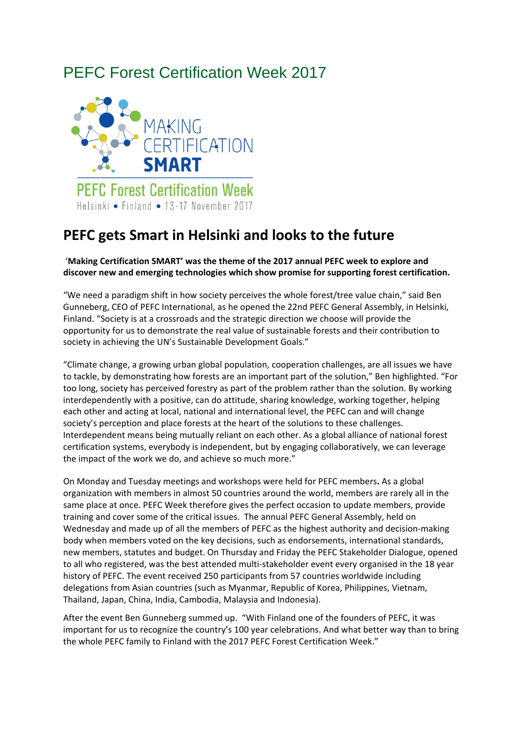# PEFC Forest Certification Week 2017

MAKING CERTIFICATION **SMART**

PEFC Forest Certification Week

Helsinki • Finland • 13-17 November 2017

## PEFC gets Smart in Helsinki and looks to the future

**'Making Certification SMART' was the theme of the 2017 annual PEFC week to explore and discover new and emerging technologies which show promise for supporting forest certification.**

"We need a paradigm shift in how society perceives the whole forest/tree value chain," said Ben Gunneberg, CEO of PEFC International, as he opened the 22nd PEFC General Assembly, in Helsinki, Finland. "Society is at a crossroads and the strategic direction we choose will provide the opportunity for us to demonstrate the real value of sustainable forests and their contribution to society in achieving the UN's Sustainable Development Goals."

"Climate change, a growing urban global population, cooperation challenges, are all issues we have to tackle, by demonstrating how forests are an important part of the solution," Ben highlighted. "For too long, society has perceived forestry as part of the problem rather than the solution. By working interdependently with a positive, can do attitude, sharing knowledge, working together, helping each other and acting at local, national and international level, the PEFC can and will change society's perception and place forests at the heart of the solutions to these challenges. Interdependent means being mutually reliant on each other. As a global alliance of national forest certification systems, everybody is independent, but by engaging collaboratively, we can leverage the impact of the work we do, and achieve so much more."

On Monday and Tuesday meetings and workshops were held for PEFC members**.** As a global organization with members in almost 50 countries around the world, members are rarely all in the same place at once. PEFC Week therefore gives the perfect occasion to update members, provide training and cover some of the critical issues. The annual PEFC General Assembly, held on Wednesday and made up of all the members of PEFC as the highest authority and decision-making body when members voted on the key decisions, such as endorsements, international standards, new members, statutes and budget. On Thursday and Friday the PEFC Stakeholder Dialogue, opened to all who registered, was the best attended multi-stakeholder event every organised in the 18 year history of PEFC. The event received 250 participants from 57 countries worldwide including delegations from Asian countries (such as Myanmar, Republic of Korea, Philippines, Vietnam, Thailand, Japan, China, India, Cambodia, Malaysia and Indonesia).

After the event Ben Gunneberg summed up. "With Finland one of the founders of PEFC, it was important for us to recognize the country's 100 year celebrations. And what better way than to bring the whole PEFC family to Finland with the 2017 PEFC Forest Certification Week."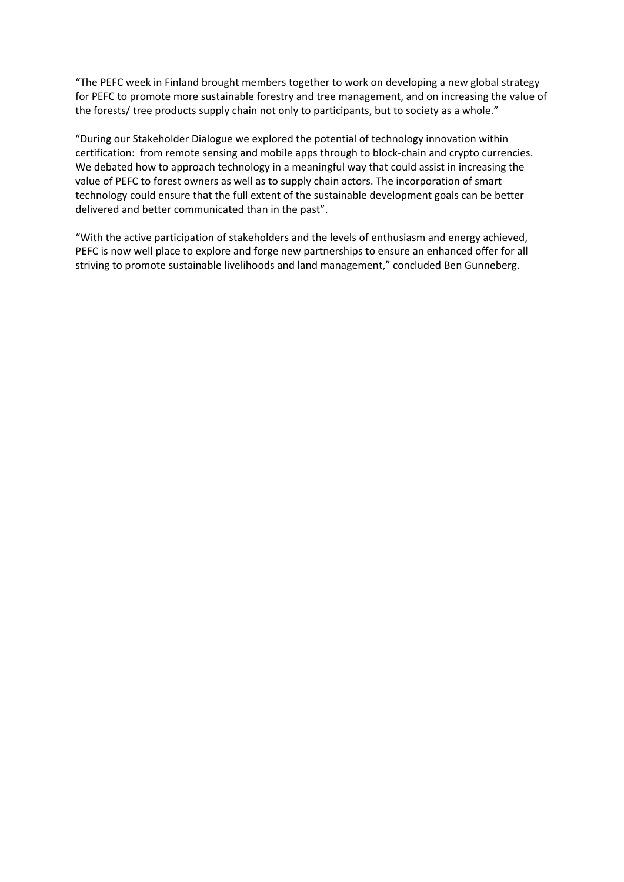"The PEFC week in Finland brought members together to work on developing a new global strategy for PEFC to promote more sustainable forestry and tree management, and on increasing the value of the forests/ tree products supply chain not only to participants, but to society as a whole."

"During our Stakeholder Dialogue we explored the potential of technology innovation within certification: from remote sensing and mobile apps through to block-chain and crypto currencies. We debated how to approach technology in a meaningful way that could assist in increasing the value of PEFC to forest owners as well as to supply chain actors. The incorporation of smart technology could ensure that the full extent of the sustainable development goals can be better delivered and better communicated than in the past".

"With the active participation of stakeholders and the levels of enthusiasm and energy achieved, PEFC is now well place to explore and forge new partnerships to ensure an enhanced offer for all striving to promote sustainable livelihoods and land management," concluded Ben Gunneberg.